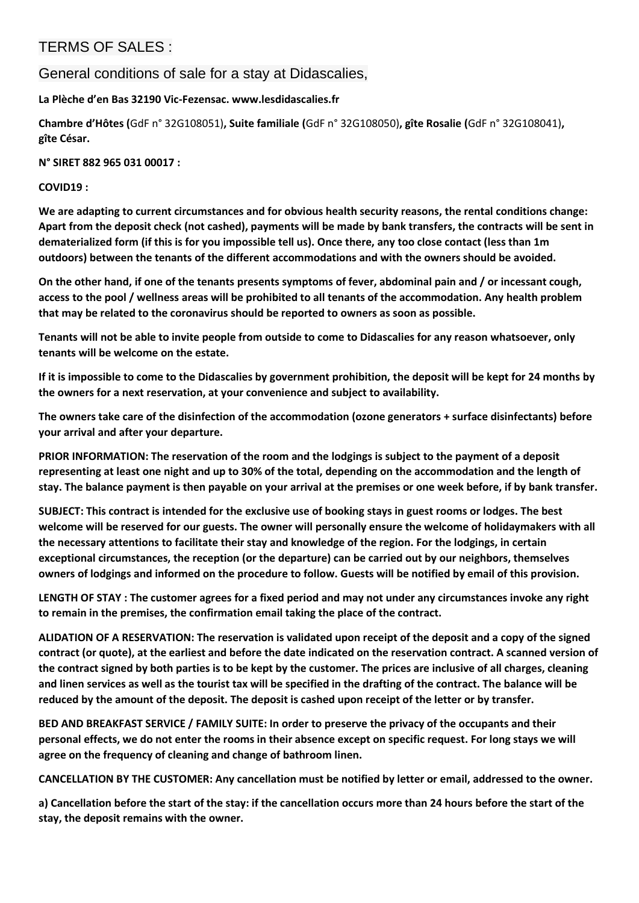# TERMS OF SALES :

## General conditions of sale for a stay at Didascalies,

**La Plèche d'en Bas 32190 Vic-Fezensac. www.lesdidascalies.fr**

**Chambre d'Hôtes (**GdF n° 32G108051)**, Suite familiale (**GdF n° 32G108050)**, gîte Rosalie (**GdF n° 32G108041)**, gîte César.**

**N° SIRET 882 965 031 00017 :**

**COVID19 :**

**We are adapting to current circumstances and for obvious health security reasons, the rental conditions change: Apart from the deposit check (not cashed), payments will be made by bank transfers, the contracts will be sent in dematerialized form (if this is for you impossible tell us). Once there, any too close contact (less than 1m outdoors) between the tenants of the different accommodations and with the owners should be avoided.**

**On the other hand, if one of the tenants presents symptoms of fever, abdominal pain and / or incessant cough, access to the pool / wellness areas will be prohibited to all tenants of the accommodation. Any health problem that may be related to the coronavirus should be reported to owners as soon as possible.**

**Tenants will not be able to invite people from outside to come to Didascalies for any reason whatsoever, only tenants will be welcome on the estate.**

**If it is impossible to come to the Didascalies by government prohibition, the deposit will be kept for 24 months by the owners for a next reservation, at your convenience and subject to availability.**

**The owners take care of the disinfection of the accommodation (ozone generators + surface disinfectants) before your arrival and after your departure.**

**PRIOR INFORMATION: The reservation of the room and the lodgings is subject to the payment of a deposit representing at least one night and up to 30% of the total, depending on the accommodation and the length of stay. The balance payment is then payable on your arrival at the premises or one week before, if by bank transfer.**

**SUBJECT: This contract is intended for the exclusive use of booking stays in guest rooms or lodges. The best welcome will be reserved for our guests. The owner will personally ensure the welcome of holidaymakers with all the necessary attentions to facilitate their stay and knowledge of the region. For the lodgings, in certain exceptional circumstances, the reception (or the departure) can be carried out by our neighbors, themselves owners of lodgings and informed on the procedure to follow. Guests will be notified by email of this provision.**

**LENGTH OF STAY : The customer agrees for a fixed period and may not under any circumstances invoke any right to remain in the premises, the confirmation email taking the place of the contract.**

**ALIDATION OF A RESERVATION: The reservation is validated upon receipt of the deposit and a copy of the signed contract (or quote), at the earliest and before the date indicated on the reservation contract. A scanned version of the contract signed by both parties is to be kept by the customer. The prices are inclusive of all charges, cleaning and linen services as well as the tourist tax will be specified in the drafting of the contract. The balance will be reduced by the amount of the deposit. The deposit is cashed upon receipt of the letter or by transfer.**

**BED AND BREAKFAST SERVICE / FAMILY SUITE: In order to preserve the privacy of the occupants and their personal effects, we do not enter the rooms in their absence except on specific request. For long stays we will agree on the frequency of cleaning and change of bathroom linen.**

**CANCELLATION BY THE CUSTOMER: Any cancellation must be notified by letter or email, addressed to the owner.**

**a) Cancellation before the start of the stay: if the cancellation occurs more than 24 hours before the start of the stay, the deposit remains with the owner.**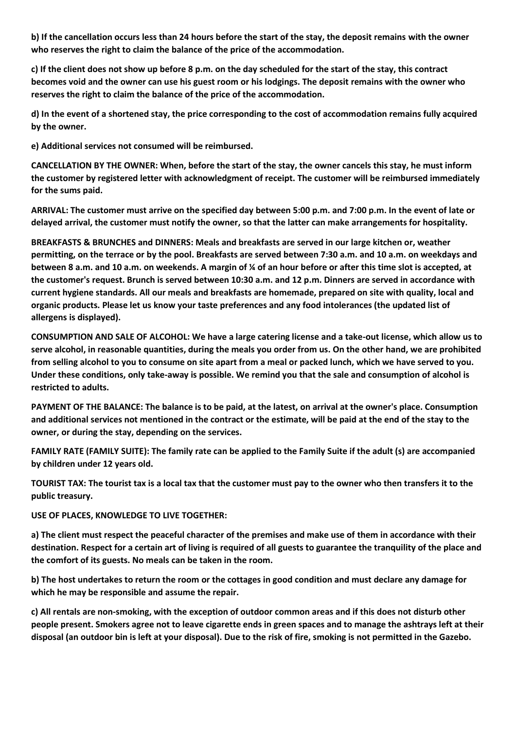**b) If the cancellation occurs less than 24 hours before the start of the stay, the deposit remains with the owner who reserves the right to claim the balance of the price of the accommodation.**

**c) If the client does not show up before 8 p.m. on the day scheduled for the start of the stay, this contract becomes void and the owner can use his guest room or his lodgings. The deposit remains with the owner who reserves the right to claim the balance of the price of the accommodation.**

**d) In the event of a shortened stay, the price corresponding to the cost of accommodation remains fully acquired by the owner.**

**e) Additional services not consumed will be reimbursed.**

**CANCELLATION BY THE OWNER: When, before the start of the stay, the owner cancels this stay, he must inform the customer by registered letter with acknowledgment of receipt. The customer will be reimbursed immediately for the sums paid.**

**ARRIVAL: The customer must arrive on the specified day between 5:00 p.m. and 7:00 p.m. In the event of late or delayed arrival, the customer must notify the owner, so that the latter can make arrangements for hospitality.**

**BREAKFASTS & BRUNCHES and DINNERS: Meals and breakfasts are served in our large kitchen or, weather permitting, on the terrace or by the pool. Breakfasts are served between 7:30 a.m. and 10 a.m. on weekdays and between 8 a.m. and 10 a.m. on weekends. A margin of ¼ of an hour before or after this time slot is accepted, at the customer's request. Brunch is served between 10:30 a.m. and 12 p.m. Dinners are served in accordance with current hygiene standards. All our meals and breakfasts are homemade, prepared on site with quality, local and organic products. Please let us know your taste preferences and any food intolerances (the updated list of allergens is displayed).**

**CONSUMPTION AND SALE OF ALCOHOL: We have a large catering license and a take-out license, which allow us to serve alcohol, in reasonable quantities, during the meals you order from us. On the other hand, we are prohibited from selling alcohol to you to consume on site apart from a meal or packed lunch, which we have served to you. Under these conditions, only take-away is possible. We remind you that the sale and consumption of alcohol is restricted to adults.**

**PAYMENT OF THE BALANCE: The balance is to be paid, at the latest, on arrival at the owner's place. Consumption and additional services not mentioned in the contract or the estimate, will be paid at the end of the stay to the owner, or during the stay, depending on the services.**

**FAMILY RATE (FAMILY SUITE): The family rate can be applied to the Family Suite if the adult (s) are accompanied by children under 12 years old.**

**TOURIST TAX: The tourist tax is a local tax that the customer must pay to the owner who then transfers it to the public treasury.**

**USE OF PLACES, KNOWLEDGE TO LIVE TOGETHER:**

**a) The client must respect the peaceful character of the premises and make use of them in accordance with their destination. Respect for a certain art of living is required of all guests to guarantee the tranquility of the place and the comfort of its guests. No meals can be taken in the room.**

**b) The host undertakes to return the room or the cottages in good condition and must declare any damage for which he may be responsible and assume the repair.**

**c) All rentals are non-smoking, with the exception of outdoor common areas and if this does not disturb other people present. Smokers agree not to leave cigarette ends in green spaces and to manage the ashtrays left at their disposal (an outdoor bin is left at your disposal). Due to the risk of fire, smoking is not permitted in the Gazebo.**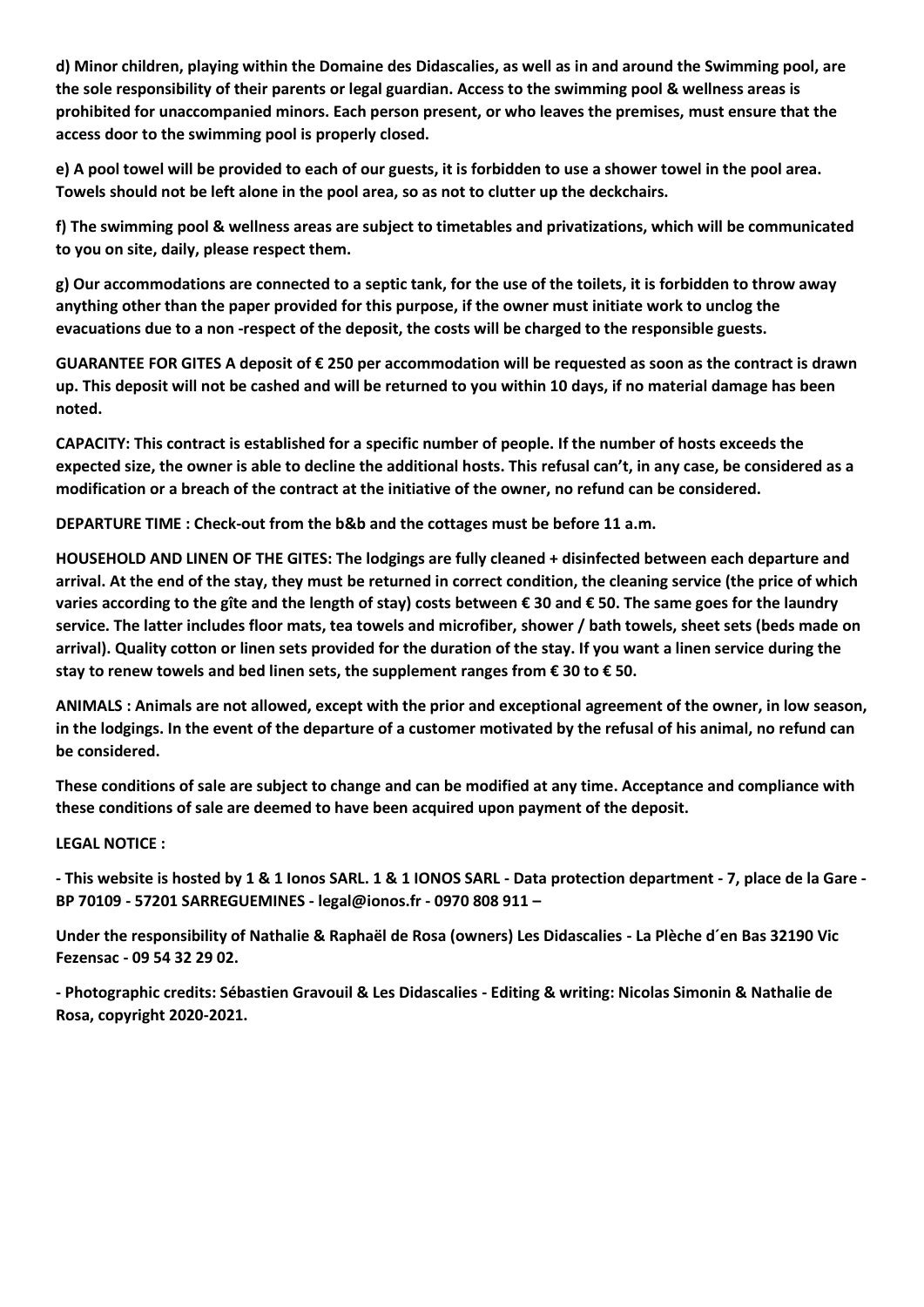**d) Minor children, playing within the Domaine des Didascalies, as well as in and around the Swimming pool, are the sole responsibility of their parents or legal guardian. Access to the swimming pool & wellness areas is prohibited for unaccompanied minors. Each person present, or who leaves the premises, must ensure that the access door to the swimming pool is properly closed.**

**e) A pool towel will be provided to each of our guests, it is forbidden to use a shower towel in the pool area. Towels should not be left alone in the pool area, so as not to clutter up the deckchairs.**

**f) The swimming pool & wellness areas are subject to timetables and privatizations, which will be communicated to you on site, daily, please respect them.**

**g) Our accommodations are connected to a septic tank, for the use of the toilets, it is forbidden to throw away anything other than the paper provided for this purpose, if the owner must initiate work to unclog the evacuations due to a non -respect of the deposit, the costs will be charged to the responsible guests.**

**GUARANTEE FOR GITES A deposit of € 250 per accommodation will be requested as soon as the contract is drawn up. This deposit will not be cashed and will be returned to you within 10 days, if no material damage has been noted.**

**CAPACITY: This contract is established for a specific number of people. If the number of hosts exceeds the expected size, the owner is able to decline the additional hosts. This refusal can't, in any case, be considered as a modification or a breach of the contract at the initiative of the owner, no refund can be considered.**

**DEPARTURE TIME : Check-out from the b&b and the cottages must be before 11 a.m.**

**HOUSEHOLD AND LINEN OF THE GITES: The lodgings are fully cleaned + disinfected between each departure and arrival. At the end of the stay, they must be returned in correct condition, the cleaning service (the price of which varies according to the gîte and the length of stay) costs between € 30 and € 50. The same goes for the laundry service. The latter includes floor mats, tea towels and microfiber, shower / bath towels, sheet sets (beds made on arrival). Quality cotton or linen sets provided for the duration of the stay. If you want a linen service during the stay to renew towels and bed linen sets, the supplement ranges from € 30 to € 50.**

**ANIMALS : Animals are not allowed, except with the prior and exceptional agreement of the owner, in low season, in the lodgings. In the event of the departure of a customer motivated by the refusal of his animal, no refund can be considered.**

**These conditions of sale are subject to change and can be modified at any time. Acceptance and compliance with these conditions of sale are deemed to have been acquired upon payment of the deposit.**

**LEGAL NOTICE :**

**- This website is hosted by 1 & 1 Ionos SARL. 1 & 1 IONOS SARL - Data protection department - 7, place de la Gare - BP 70109 - 57201 SARREGUEMINES - legal@ionos.fr - 0970 808 911 –**

**Under the responsibility of Nathalie & Raphaël de Rosa (owners) Les Didascalies - La Plèche d´en Bas 32190 Vic Fezensac - 09 54 32 29 02.**

**- Photographic credits: Sébastien Gravouil & Les Didascalies - Editing & writing: Nicolas Simonin & Nathalie de Rosa, copyright 2020-2021.**